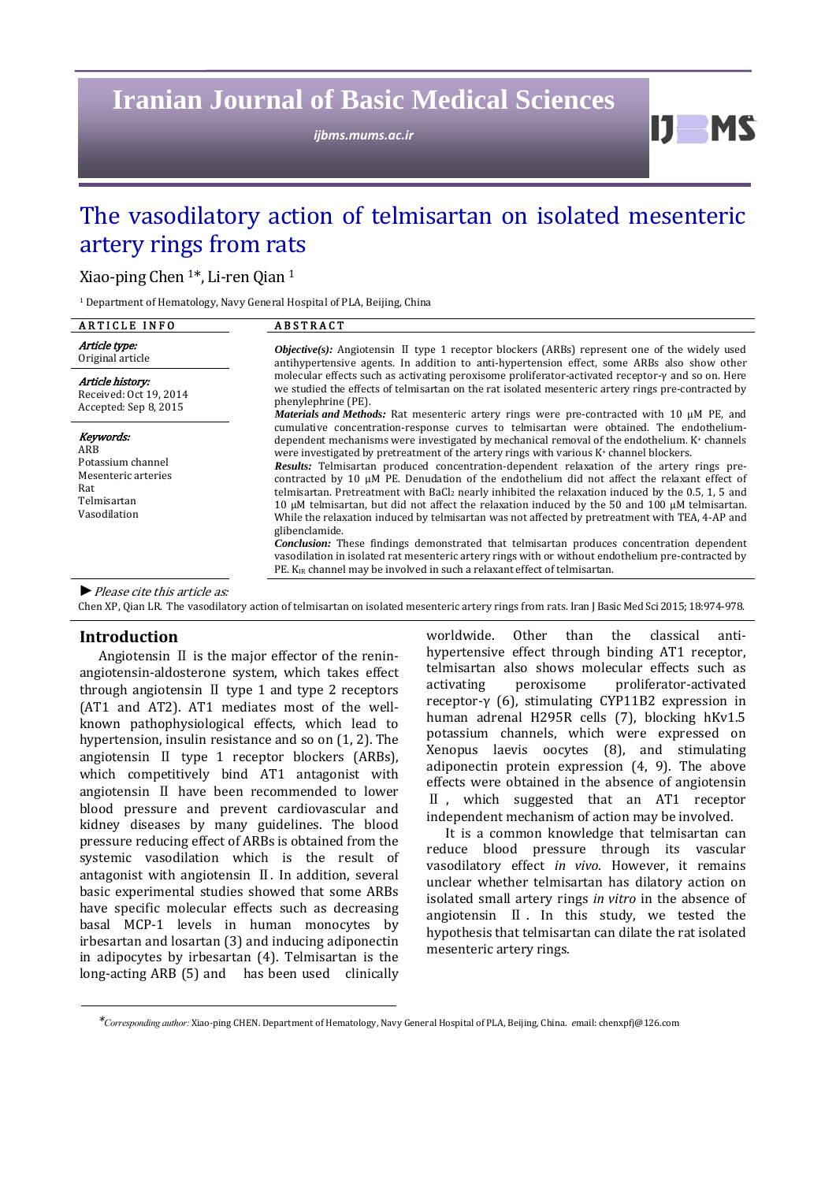# The vasodilatory action of telmisartan on isolated mesenteric artery rings from rats

Xiao-ping Chen [1]*, Li-ren Qian [1]

[1] Department of Hematology, Navy General Hospital of PLA, Beijing, China

**ARTICLE INFO**

*Article type:*
Original article

*Article history:*
Received: Oct 19, 2014
Accepted: Sep 8, 2015

*Keywords:*
ARB
Potassium channel
Mesenteric arteries
Rat
Telmisartan
Vasodilation

**ABSTRACT**

***Objective(s):*** Angiotensin Ⅱ type 1 receptor blockers (ARBs) represent one of the widely used antihypertensive agents. In addition to anti-hypertension effect, some ARBs also show other molecular effects such as activating peroxisome proliferator-activated receptor-γ and so on. Here we studied the effects of telmisartan on the rat isolated mesenteric artery rings pre-contracted by phenylephrine (PE).

***Materials and Methods:*** Rat mesenteric artery rings were pre-contracted with 10 µM PE, and cumulative concentration-response curves to telmisartan were obtained. The endothelium-dependent mechanisms were investigated by mechanical removal of the endothelium. $K^+$ channels were investigated by pretreatment of the artery rings with various $K^+$ channel blockers.

***Results:*** Telmisartan produced concentration-dependent relaxation of the artery rings pre-contracted by 10 µM PE. Denudation of the endothelium did not affect the relaxant effect of telmisartan. Pretreatment with $BaCl_2$ nearly inhibited the relaxation induced by the 0.5, 1, 5 and 10 µM telmisartan, but did not affect the relaxation induced by the 50 and 100 µM telmisartan. While the relaxation induced by telmisartan was not affected by pretreatment with TEA, 4-AP and glibenclamide.

***Conclusion:*** These findings demonstrated that telmisartan produces concentration dependent vasodilation in isolated rat mesenteric artery rings with or without endothelium pre-contracted by PE. $K_{IR}$ channel may be involved in such a relaxant effect of telmisartan.

► *Please cite this article as:*

Chen XP, Qian LR. The vasodilatory action of telmisartan on isolated mesenteric artery rings from rats. Iran J Basic Med Sci 2015; 18:974-978.

## Introduction

Angiotensin Ⅱ is the major effector of the renin-angiotensin-aldosterone system, which takes effect through angiotensin Ⅱ type 1 and type 2 receptors (AT1 and AT2). AT1 mediates most of the well-known pathophysiological effects, which lead to hypertension, insulin resistance and so on (1, 2). The angiotensin Ⅱ type 1 receptor blockers (ARBs), which competitively bind AT1 antagonist with angiotensin Ⅱ have been recommended to lower blood pressure and prevent cardiovascular and kidney diseases by many guidelines. The blood pressure reducing effect of ARBs is obtained from the systemic vasodilation which is the result of antagonist with angiotensin Ⅱ. In addition, several basic experimental studies showed that some ARBs have specific molecular effects such as decreasing basal MCP-1 levels in human monocytes by irbesartan and losartan (3) and inducing adiponectin in adipocytes by irbesartan (4). Telmisartan is the long-acting ARB (5) and has been used clinically worldwide. Other than the classical anti-hypertensive effect through binding AT1 receptor, telmisartan also shows molecular effects such as activating peroxisome proliferator-activated receptor-γ (6), stimulating CYP11B2 expression in human adrenal H295R cells (7), blocking hKv1.5 potassium channels, which were expressed on Xenopus laevis oocytes (8), and stimulating adiponectin protein expression (4, 9). The above effects were obtained in the absence of angiotensin Ⅱ, which suggested that an AT1 receptor independent mechanism of action may be involved.

It is a common knowledge that telmisartan can reduce blood pressure through its vascular vasodilatory effect *in vivo*. However, it remains unclear whether telmisartan has dilatory action on isolated small artery rings *in vitro* in the absence of angiotensin Ⅱ. In this study, we tested the hypothesis that telmisartan can dilate the rat isolated mesenteric artery rings.

*\*Corresponding author:* Xiao-ping CHEN. Department of Hematology, Navy General Hospital of PLA, Beijing, China. email: chenxpfj@126.com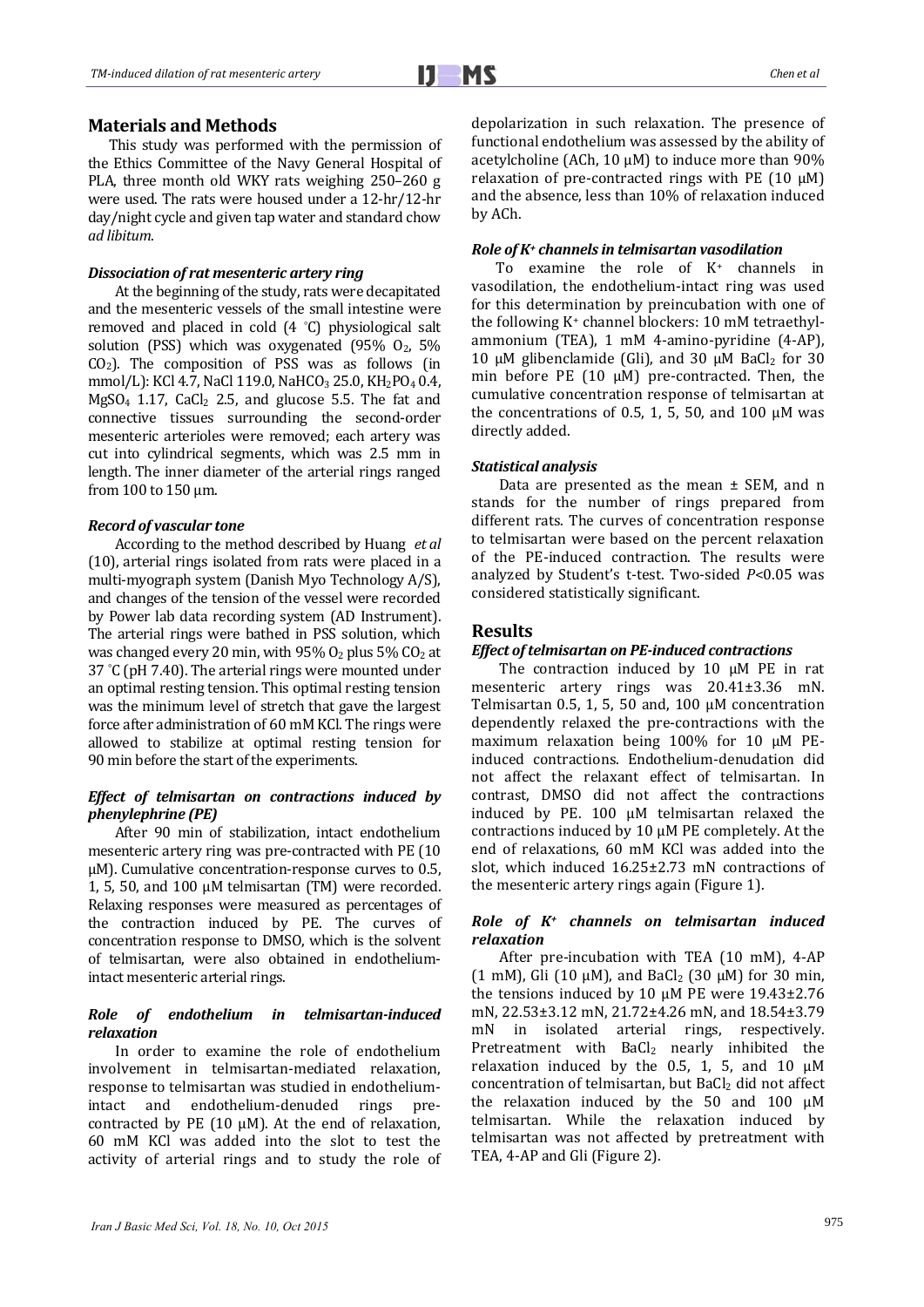## Materials and Methods

This study was performed with the permission of the Ethics Committee of the Navy General Hospital of PLA, three month old WKY rats weighing 250–260 g were used. The rats were housed under a 12-hr/12-hr day/night cycle and given tap water and standard chow *ad libitum*.

### *Dissociation of rat mesenteric artery ring*

At the beginning of the study, rats were decapitated and the mesenteric vessels of the small intestine were removed and placed in cold (4 °C) physiological salt solution (PSS) which was oxygenated (95% $O_2$, 5% $CO_2$). The composition of PSS was as follows (in mmol/L): KCl 4.7, NaCl 119.0, $NaHCO_3$ 25.0, $KH_2PO_4$ 0.4, $MgSO_4$ 1.17, $CaCl_2$ 2.5, and glucose 5.5. The fat and connective tissues surrounding the second-order mesenteric arterioles were removed; each artery was cut into cylindrical segments, which was 2.5 mm in length. The inner diameter of the arterial rings ranged from 100 to 150 μm.

### *Record of vascular tone*

According to the method described by Huang *et al* (10), arterial rings isolated from rats were placed in a multi-myograph system (Danish Myo Technology A/S), and changes of the tension of the vessel were recorded by Power lab data recording system (AD Instrument). The arterial rings were bathed in PSS solution, which was changed every 20 min, with 95% $O_2$ plus 5% $CO_2$ at 37 °C (pH 7.40). The arterial rings were mounted under an optimal resting tension. This optimal resting tension was the minimum level of stretch that gave the largest force after administration of 60 mM KCl. The rings were allowed to stabilize at optimal resting tension for 90 min before the start of the experiments.

### *Effect of telmisartan on contractions induced by phenylephrine (PE)*

After 90 min of stabilization, intact endothelium mesenteric artery ring was pre-contracted with PE (10 μM). Cumulative concentration-response curves to 0.5, 1, 5, 50, and 100 μM telmisartan (TM) were recorded. Relaxing responses were measured as percentages of the contraction induced by PE. The curves of concentration response to DMSO, which is the solvent of telmisartan, were also obtained in endothelium-intact mesenteric arterial rings.

### *Role of endothelium in telmisartan-induced relaxation*

In order to examine the role of endothelium involvement in telmisartan-mediated relaxation, response to telmisartan was studied in endothelium-intact and endothelium-denuded rings pre-contracted by PE (10 μM). At the end of relaxation, 60 mM KCl was added into the slot to test the activity of arterial rings and to study the role of depolarization in such relaxation. The presence of functional endothelium was assessed by the ability of acetylcholine (ACh, 10 μM) to induce more than 90% relaxation of pre-contracted rings with PE (10 μM) and the absence, less than 10% of relaxation induced by ACh.

### *Role of $K^+$ channels in telmisartan vasodilation*

To examine the role of $K^+$ channels in vasodilation, the endothelium-intact ring was used for this determination by preincubation with one of the following $K^+$ channel blockers: 10 mM tetraethyl-ammonium (TEA), 1 mM 4-amino-pyridine (4-AP), 10 μM glibenclamide (Gli), and 30 μM $BaCl_2$ for 30 min before PE (10 μM) pre-contracted. Then, the cumulative concentration response of telmisartan at the concentrations of 0.5, 1, 5, 50, and 100 μM was directly added.

### *Statistical analysis*

Data are presented as the mean ± SEM, and n stands for the number of rings prepared from different rats. The curves of concentration response to telmisartan were based on the percent relaxation of the PE-induced contraction. The results were analyzed by Student's t-test. Two-sided $P<0.05$ was considered statistically significant.

## Results

### *Effect of telmisartan on PE-induced contractions*

The contraction induced by 10 μM PE in rat mesenteric artery rings was 20.41±3.36 mN. Telmisartan 0.5, 1, 5, 50 and, 100 μM concentration dependently relaxed the pre-contractions with the maximum relaxation being 100% for 10 μM PE-induced contractions. Endothelium-denudation did not affect the relaxant effect of telmisartan. In contrast, DMSO did not affect the contractions induced by PE. 100 μM telmisartan relaxed the contractions induced by 10 μM PE completely. At the end of relaxations, 60 mM KCl was added into the slot, which induced 16.25±2.73 mN contractions of the mesenteric artery rings again (Figure 1).

### *Role of $K^+$ channels on telmisartan induced relaxation*

After pre-incubation with TEA (10 mM), 4-AP (1 mM), Gli (10 μM), and $BaCl_2$ (30 μM) for 30 min, the tensions induced by 10 μM PE were 19.43±2.76 mN, 22.53±3.12 mN, 21.72±4.26 mN, and 18.54±3.79 mN in isolated arterial rings, respectively. Pretreatment with $BaCl_2$ nearly inhibited the relaxation induced by the 0.5, 1, 5, and 10 μM concentration of telmisartan, but $BaCl_2$ did not affect the relaxation induced by the 50 and 100 μM telmisartan. While the relaxation induced by telmisartan was not affected by pretreatment with TEA, 4-AP and Gli (Figure 2).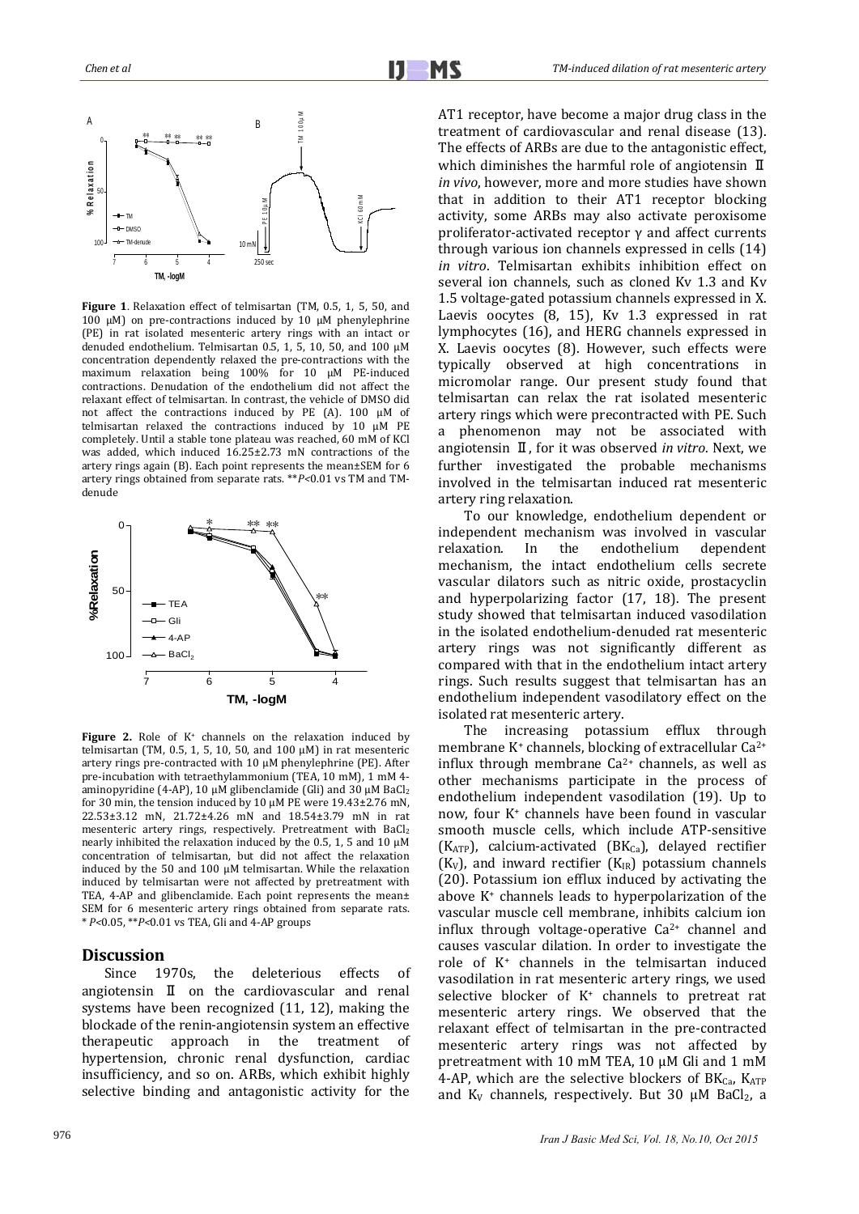**Figure 1**. Relaxation effect of telmisartan (TM, 0.5, 1, 5, 50, and 100 μM) on pre-contractions induced by 10 μM phenylephrine (PE) in rat isolated mesenteric artery rings with an intact or denuded endothelium. Telmisartan 0.5, 1, 5, 10, 50, and 100 μM concentration dependently relaxed the pre-contractions with the maximum relaxation being 100% for 10 μM PE-induced contractions. Denudation of the endothelium did not affect the relaxant effect of telmisartan. In contrast, the vehicle of DMSO did not affect the contractions induced by PE (A). 100 μM of telmisartan relaxed the contractions induced by 10 μM PE completely. Until a stable tone plateau was reached, 60 mM of KCl was added, which induced 16.25±2.73 mN contractions of the artery rings again (B). Each point represents the mean±SEM for 6 artery rings obtained from separate rats. ***P*<0.01 vs TM and TM-denude

**Figure 2.** Role of $K^+$ channels on the relaxation induced by telmisartan (TM, 0.5, 1, 5, 10, 50, and 100 μM) in rat mesenteric artery rings pre-contracted with 10 μM phenylephrine (PE). After pre-incubation with tetraethylammonium (TEA, 10 mM), 1 mM 4-aminopyridine (4-AP), 10 μM glibenclamide (Gli) and 30 μM $BaCl_2$ for 30 min, the tension induced by 10 μM PE were 19.43±2.76 mN, 22.53±3.12 mN, 21.72±4.26 mN and 18.54±3.79 mN in rat mesenteric artery rings, respectively. Pretreatment with $BaCl_2$ nearly inhibited the relaxation induced by the 0.5, 1, 5 and 10 μM concentration of telmisartan, but did not affect the relaxation induced by the 50 and 100 μM telmisartan. While the relaxation induced by telmisartan were not affected by pretreatment with TEA, 4-AP and glibenclamide. Each point represents the mean± SEM for 6 mesenteric artery rings obtained from separate rats. \**P*<0.05, ***P*<0.01 vs TEA, Gli and 4-AP groups

## Discussion

Since 1970s, the deleterious effects of angiotensin Ⅱ on the cardiovascular and renal systems have been recognized (11, 12), making the blockade of the renin-angiotensin system an effective therapeutic approach in the treatment of hypertension, chronic renal dysfunction, cardiac insufficiency, and so on. ARBs, which exhibit highly selective binding and antagonistic activity for the AT1 receptor, have become a major drug class in the treatment of cardiovascular and renal disease (13). The effects of ARBs are due to the antagonistic effect, which diminishes the harmful role of angiotensin Ⅱ *in vivo*, however, more and more studies have shown that in addition to their AT1 receptor blocking activity, some ARBs may also activate peroxisome proliferator-activated receptor γ and affect currents through various ion channels expressed in cells (14) *in vitro*. Telmisartan exhibits inhibition effect on several ion channels, such as cloned Kv 1.3 and Kv 1.5 voltage-gated potassium channels expressed in X. Laevis oocytes (8, 15), Kv 1.3 expressed in rat lymphocytes (16), and HERG channels expressed in X. Laevis oocytes (8). However, such effects were typically observed at high concentrations in micromolar range. Our present study found that telmisartan can relax the rat isolated mesenteric artery rings which were precontracted with PE. Such a phenomenon may not be associated with angiotensin Ⅱ, for it was observed *in vitro*. Next, we further investigated the probable mechanisms involved in the telmisartan induced rat mesenteric artery ring relaxation.

To our knowledge, endothelium dependent or independent mechanism was involved in vascular relaxation. In the endothelium dependent mechanism, the intact endothelium cells secrete vascular dilators such as nitric oxide, prostacyclin and hyperpolarizing factor (17, 18). The present study showed that telmisartan induced vasodilation in the isolated endothelium-denuded rat mesenteric artery rings was not significantly different as compared with that in the endothelium intact artery rings. Such results suggest that telmisartan has an endothelium independent vasodilatory effect on the isolated rat mesenteric artery.

The increasing potassium efflux through membrane $K^+$ channels, blocking of extracellular $Ca^{2+}$ influx through membrane $Ca^{2+}$ channels, as well as other mechanisms participate in the process of endothelium independent vasodilation (19). Up to now, four $K^+$ channels have been found in vascular smooth muscle cells, which include ATP-sensitive ($K_{ATP}$), calcium-activated ($BK_{Ca}$), delayed rectifier ($K_V$), and inward rectifier ($K_{IR}$) potassium channels (20). Potassium ion efflux induced by activating the above $K^+$ channels leads to hyperpolarization of the vascular muscle cell membrane, inhibits calcium ion influx through voltage-operative $Ca^{2+}$ channel and causes vascular dilation. In order to investigate the role of $K^+$ channels in the telmisartan induced vasodilation in rat mesenteric artery rings, we used selective blocker of $K^+$ channels to pretreat rat mesenteric artery rings. We observed that the relaxant effect of telmisartan in the pre-contracted mesenteric artery rings was not affected by pretreatment with 10 mM TEA, 10 μM Gli and 1 mM 4-AP, which are the selective blockers of $BK_{Ca}$, $K_{ATP}$ and $K_V$ channels, respectively. But 30 μM $BaCl_2$, a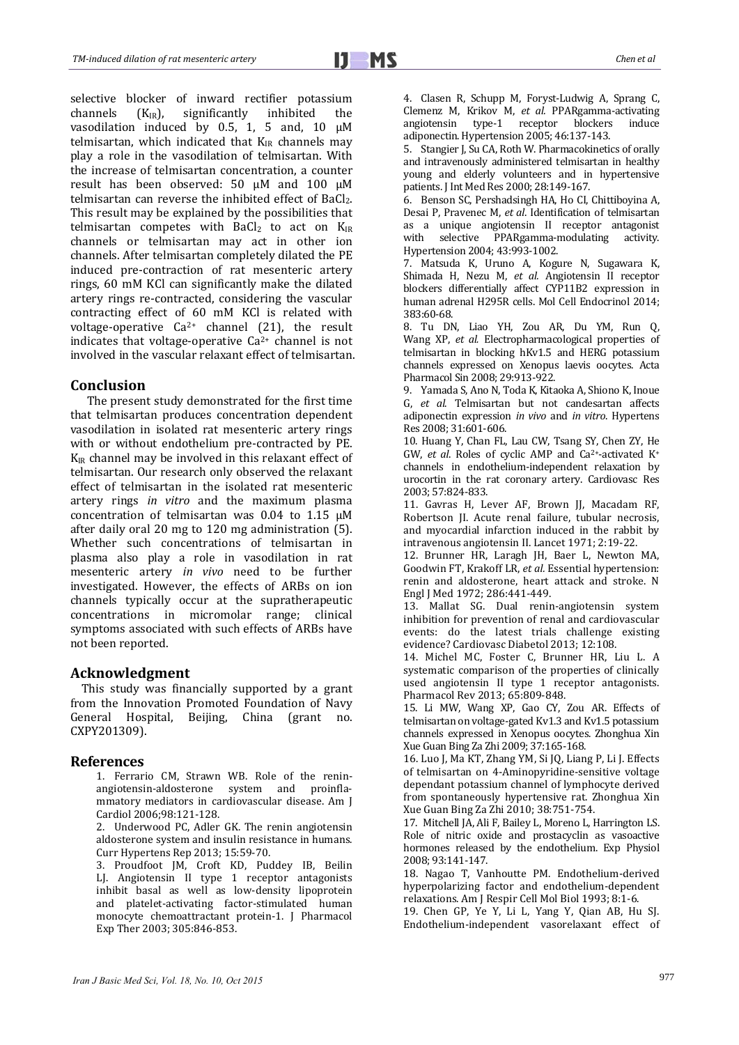selective blocker of inward rectifier potassium channels ($K_{IR}$), significantly inhibited the vasodilation induced by 0.5, 1, 5 and, 10 μM telmisartan, which indicated that $K_{IR}$ channels may play a role in the vasodilation of telmisartan. With the increase of telmisartan concentration, a counter result has been observed: 50 μM and 100 μM telmisartan can reverse the inhibited effect of $BaCl_2$. This result may be explained by the possibilities that telmisartan competes with $BaCl_2$ to act on $K_{IR}$ channels or telmisartan may act in other ion channels. After telmisartan completely dilated the PE induced pre-contraction of rat mesenteric artery rings, 60 mM KCl can significantly make the dilated artery rings re-contracted, considering the vascular contracting effect of 60 mM KCl is related with voltage-operative $Ca^{2+}$ channel (21), the result indicates that voltage-operative $Ca^{2+}$ channel is not involved in the vascular relaxant effect of telmisartan.

## Conclusion

The present study demonstrated for the first time that telmisartan produces concentration dependent vasodilation in isolated rat mesenteric artery rings with or without endothelium pre-contracted by PE. $K_{IR}$ channel may be involved in this relaxant effect of telmisartan. Our research only observed the relaxant effect of telmisartan in the isolated rat mesenteric artery rings *in vitro* and the maximum plasma concentration of telmisartan was 0.04 to 1.15 μM after daily oral 20 mg to 120 mg administration (5). Whether such concentrations of telmisartan in plasma also play a role in vasodilation in rat mesenteric artery *in vivo* need to be further investigated. However, the effects of ARBs on ion channels typically occur at the supratherapeutic concentrations in micromolar range; clinical symptoms associated with such effects of ARBs have not been reported.

## Acknowledgment

This study was financially supported by a grant from the Innovation Promoted Foundation of Navy General Hospital, Beijing, China (grant no. CXPY201309).

## References

1. Ferrario CM, Strawn WB. Role of the renin-angiotensin-aldosterone system and proinflammatory mediators in cardiovascular disease. Am J Cardiol 2006;98:121-128.
2. Underwood PC, Adler GK. The renin angiotensin aldosterone system and insulin resistance in humans. Curr Hypertens Rep 2013; 15:59-70.
3. Proudfoot JM, Croft KD, Puddey IB, Beilin LJ. Angiotensin II type 1 receptor antagonists inhibit basal as well as low-density lipoprotein and platelet-activating factor-stimulated human monocyte chemoattractant protein-1. J Pharmacol Exp Ther 2003; 305:846-853.
4. Clasen R, Schupp M, Foryst-Ludwig A, Sprang C, Clemenz M, Krikov M, *et al.* PPARgamma-activating angiotensin type-1 receptor blockers induce adiponectin. Hypertension 2005; 46:137-143.
5. Stangier J, Su CA, Roth W. Pharmacokinetics of orally and intravenously administered telmisartan in healthy young and elderly volunteers and in hypertensive patients. J Int Med Res 2000; 28:149-167.
6. Benson SC, Pershadsingh HA, Ho CI, Chittiboyina A, Desai P, Pravenec M, *et al*. Identification of telmisartan as a unique angiotensin II receptor antagonist with selective PPARgamma-modulating activity. Hypertension 2004; 43:993-1002.
7. Matsuda K, Uruno A, Kogure N, Sugawara K, Shimada H, Nezu M, *et al.* Angiotensin II receptor blockers differentially affect CYP11B2 expression in human adrenal H295R cells. Mol Cell Endocrinol 2014; 383:60-68.
8. Tu DN, Liao YH, Zou AR, Du YM, Run Q, Wang XP, *et al.* Electropharmacological properties of telmisartan in blocking hKv1.5 and HERG potassium channels expressed on Xenopus laevis oocytes. Acta Pharmacol Sin 2008; 29:913-922.
9. Yamada S, Ano N, Toda K, Kitaoka A, Shiono K, Inoue G, *et al.* Telmisartan but not candesartan affects adiponectin expression *in vivo* and *in vitro*. Hypertens Res 2008; 31:601-606.
10. Huang Y, Chan FL, Lau CW, Tsang SY, Chen ZY, He GW, *et al*. Roles of cyclic AMP and $Ca^{2+}$-activated $K^+$ channels in endothelium-independent relaxation by urocortin in the rat coronary artery. Cardiovasc Res 2003; 57:824-833.
11. Gavras H, Lever AF, Brown JJ, Macadam RF, Robertson JI. Acute renal failure, tubular necrosis, and myocardial infarction induced in the rabbit by intravenous angiotensin II. Lancet 1971; 2:19-22.
12. Brunner HR, Laragh JH, Baer L, Newton MA, Goodwin FT, Krakoff LR, *et al*. Essential hypertension: renin and aldosterone, heart attack and stroke. N Engl J Med 1972; 286:441-449.
13. Mallat SG. Dual renin-angiotensin system inhibition for prevention of renal and cardiovascular events: do the latest trials challenge existing evidence? Cardiovasc Diabetol 2013; 12:108.
14. Michel MC, Foster C, Brunner HR, Liu L. A systematic comparison of the properties of clinically used angiotensin II type 1 receptor antagonists. Pharmacol Rev 2013; 65:809-848.
15. Li MW, Wang XP, Gao CY, Zou AR. Effects of telmisartan on voltage-gated Kv1.3 and Kv1.5 potassium channels expressed in Xenopus oocytes. Zhonghua Xin Xue Guan Bing Za Zhi 2009; 37:165-168.
16. Luo J, Ma KT, Zhang YM, Si JQ, Liang P, Li J. Effects of telmisartan on 4-Aminopyridine-sensitive voltage dependant potassium channel of lymphocyte derived from spontaneously hypertensive rat. Zhonghua Xin Xue Guan Bing Za Zhi 2010; 38:751-754.
17. Mitchell JA, Ali F, Bailey L, Moreno L, Harrington LS. Role of nitric oxide and prostacyclin as vasoactive hormones released by the endothelium. Exp Physiol 2008; 93:141-147.
18. Nagao T, Vanhoutte PM. Endothelium-derived hyperpolarizing factor and endothelium-dependent relaxations. Am J Respir Cell Mol Biol 1993; 8:1-6.
19. Chen GP, Ye Y, Li L, Yang Y, Qian AB, Hu SJ. Endothelium-independent vasorelaxant effect of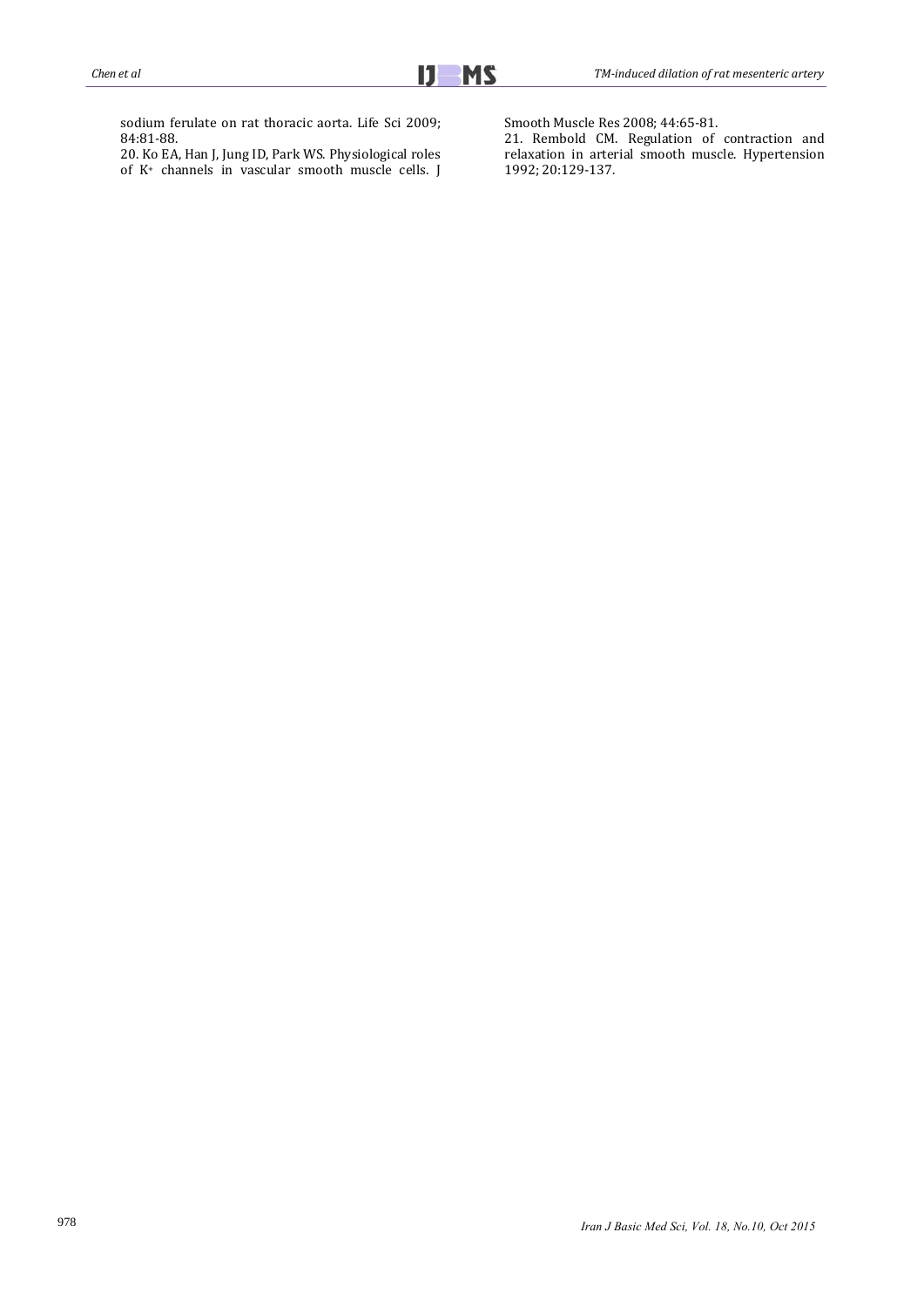sodium ferulate on rat thoracic aorta. Life Sci 2009; 84:81-88.

20. Ko EA, Han J, Jung ID, Park WS. Physiological roles of $K^+$ channels in vascular smooth muscle cells. J Smooth Muscle Res 2008; 44:65-81.

21. Rembold CM. Regulation of contraction and relaxation in arterial smooth muscle. Hypertension 1992; 20:129-137.